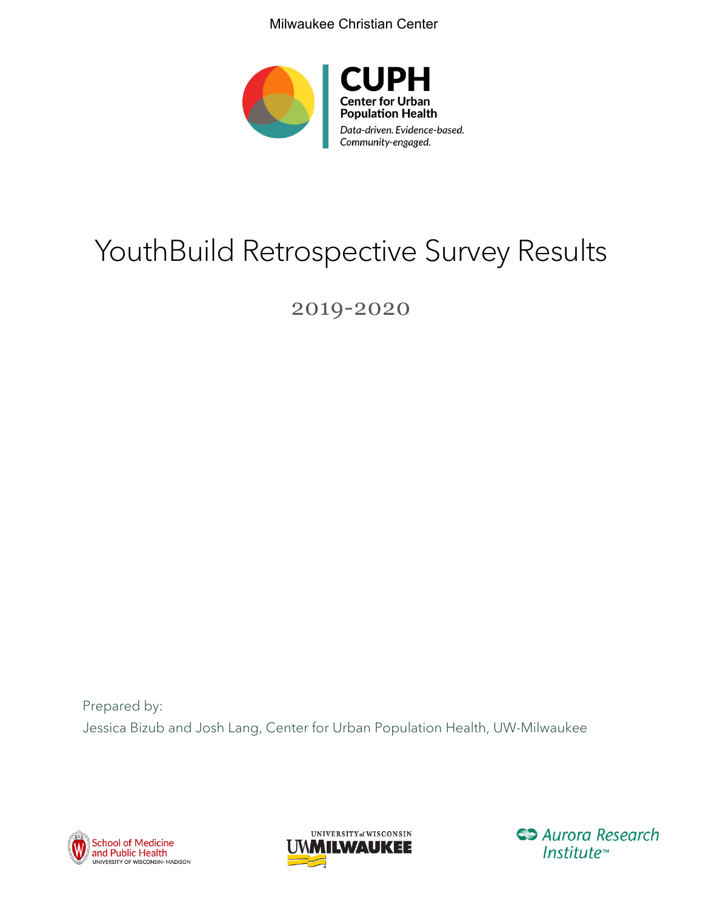Milwaukee Christian Center

**CUPH**
**Center for Urban Population Health**
*Data-driven. Evidence-based. Community-engaged.*

# YouthBuild Retrospective Survey Results

## 2019-2020

Prepared by:

Jessica Bizub and Josh Lang, Center for Urban Population Health, UW-Milwaukee

School of Medicine and Public Health, University of Wisconsin-Madison

University of Wisconsin UW Milwaukee

Aurora Research Institute™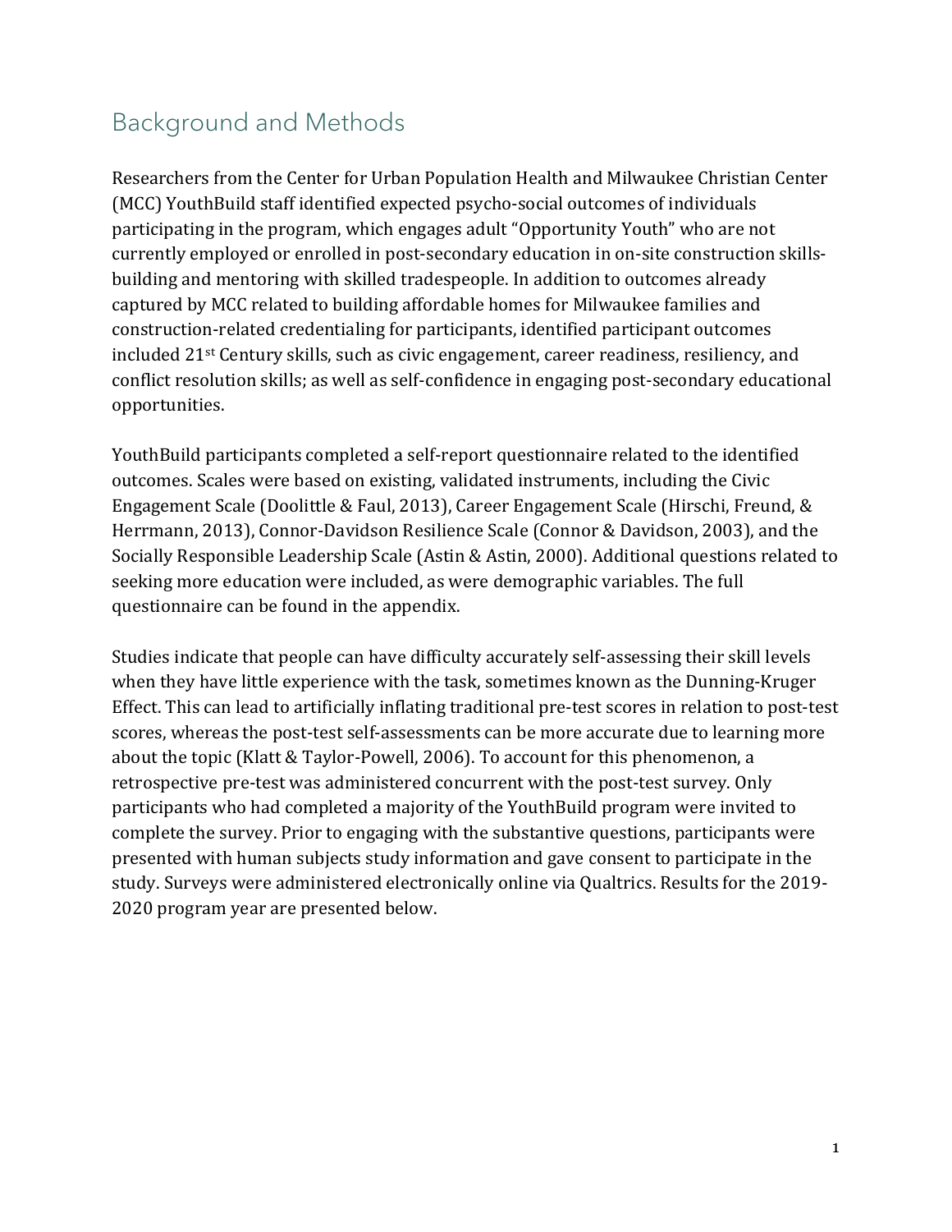## Background and Methods

Researchers from the Center for Urban Population Health and Milwaukee Christian Center (MCC) YouthBuild staff identified expected psycho-social outcomes of individuals participating in the program, which engages adult "Opportunity Youth" who are not currently employed or enrolled in post-secondary education in on-site construction skills-building and mentoring with skilled tradespeople. In addition to outcomes already captured by MCC related to building affordable homes for Milwaukee families and construction-related credentialing for participants, identified participant outcomes included 21st Century skills, such as civic engagement, career readiness, resiliency, and conflict resolution skills; as well as self-confidence in engaging post-secondary educational opportunities.

YouthBuild participants completed a self-report questionnaire related to the identified outcomes. Scales were based on existing, validated instruments, including the Civic Engagement Scale (Doolittle & Faul, 2013), Career Engagement Scale (Hirschi, Freund, & Herrmann, 2013), Connor-Davidson Resilience Scale (Connor & Davidson, 2003), and the Socially Responsible Leadership Scale (Astin & Astin, 2000). Additional questions related to seeking more education were included, as were demographic variables. The full questionnaire can be found in the appendix.

Studies indicate that people can have difficulty accurately self-assessing their skill levels when they have little experience with the task, sometimes known as the Dunning-Kruger Effect. This can lead to artificially inflating traditional pre-test scores in relation to post-test scores, whereas the post-test self-assessments can be more accurate due to learning more about the topic (Klatt & Taylor-Powell, 2006). To account for this phenomenon, a retrospective pre-test was administered concurrent with the post-test survey. Only participants who had completed a majority of the YouthBuild program were invited to complete the survey. Prior to engaging with the substantive questions, participants were presented with human subjects study information and gave consent to participate in the study. Surveys were administered electronically online via Qualtrics. Results for the 2019-2020 program year are presented below.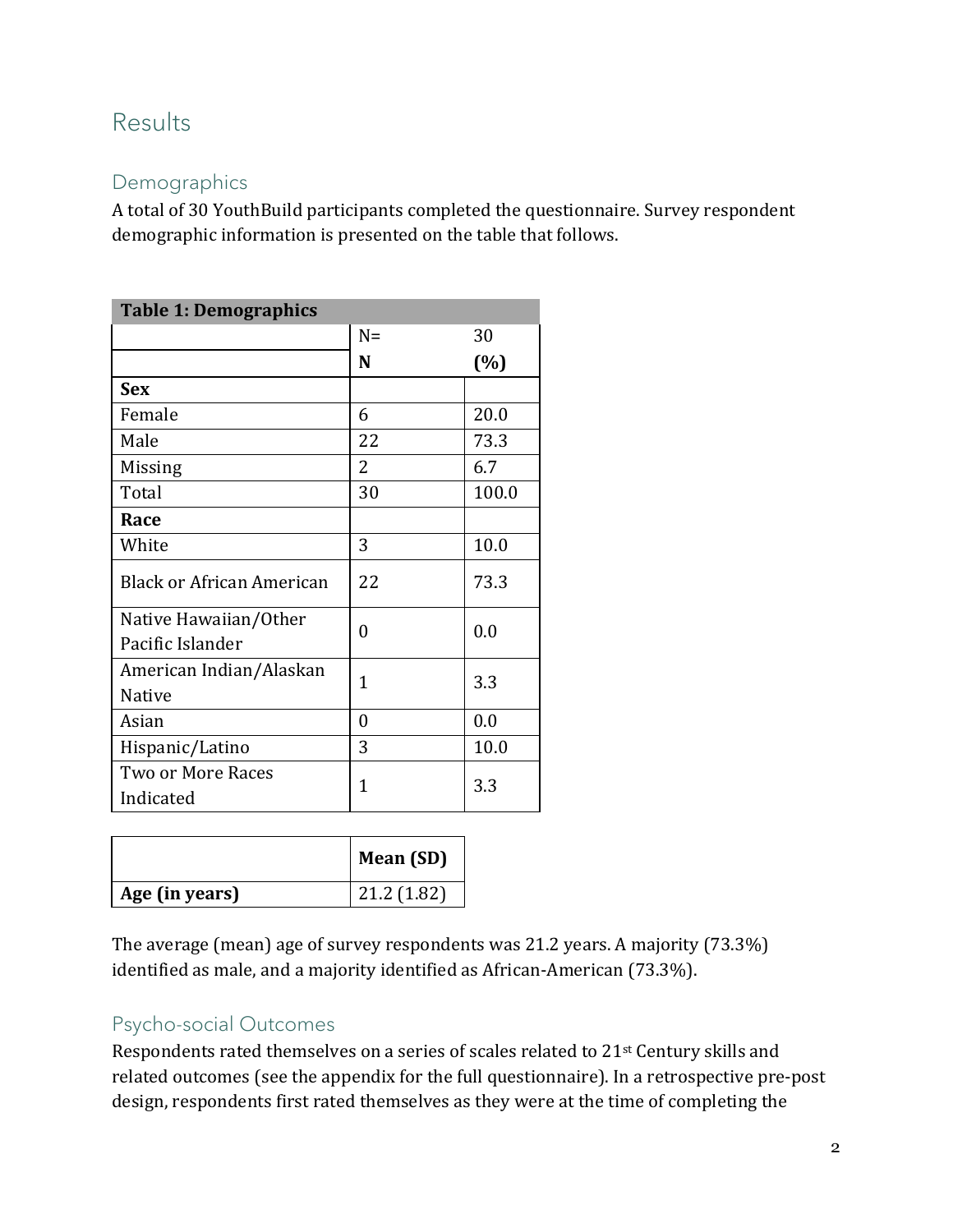# Results

## Demographics

A total of 30 YouthBuild participants completed the questionnaire. Survey respondent demographic information is presented on the table that follows.

| **Table 1: Demographics** | | |
|---|---|---|
| | N= | 30 |
| | **N** | **(%)** |
| **Sex** | | |
| Female | 6 | 20.0 |
| Male | 22 | 73.3 |
| Missing | 2 | 6.7 |
| Total | 30 | 100.0 |
| **Race** | | |
| White | 3 | 10.0 |
| Black or African American | 22 | 73.3 |
| Native Hawaiian/Other Pacific Islander | 0 | 0.0 |
| American Indian/Alaskan Native | 1 | 3.3 |
| Asian | 0 | 0.0 |
| Hispanic/Latino | 3 | 10.0 |
| Two or More Races Indicated | 1 | 3.3 |

| | **Mean (SD)** |
|---|---|
| **Age (in years)** | 21.2 (1.82) |

The average (mean) age of survey respondents was 21.2 years. A majority (73.3%) identified as male, and a majority identified as African-American (73.3%).

## Psycho-social Outcomes

Respondents rated themselves on a series of scales related to 21st Century skills and related outcomes (see the appendix for the full questionnaire). In a retrospective pre-post design, respondents first rated themselves as they were at the time of completing the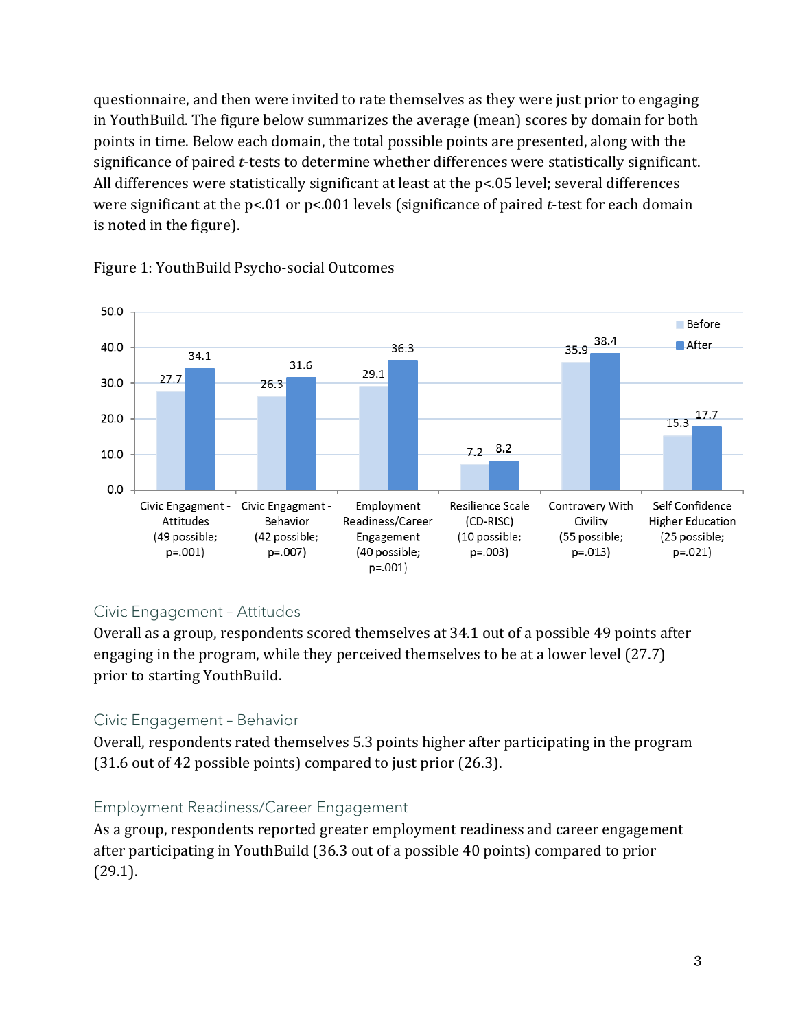questionnaire, and then were invited to rate themselves as they were just prior to engaging in YouthBuild. The figure below summarizes the average (mean) scores by domain for both points in time. Below each domain, the total possible points are presented, along with the significance of paired *t*-tests to determine whether differences were statistically significant. All differences were statistically significant at least at the $p<.05$ level; several differences were significant at the $p<.01$ or $p<.001$ levels (significance of paired *t*-test for each domain is noted in the figure).

Figure 1: YouthBuild Psycho-social Outcomes

| Domain | Before | After |
|---|---|---|
| Civic Engagment - Attitudes (49 possible; p=.001) | 27.7 | 34.1 |
| Civic Engagment - Behavior (42 possible; p=.007) | 26.3 | 31.6 |
| Employment Readiness/Career Engagement (40 possible; p=.001) | 29.1 | 36.3 |
| Resilience Scale (CD-RISC) (10 possible; p=.003) | 7.2 | 8.2 |
| Controvery With Civility (55 possible; p=.013) | 35.9 | 38.4 |
| Self Confidence Higher Education (25 possible; p=.021) | 15.3 | 17.7 |

## Civic Engagement – Attitudes

Overall as a group, respondents scored themselves at 34.1 out of a possible 49 points after engaging in the program, while they perceived themselves to be at a lower level (27.7) prior to starting YouthBuild.

## Civic Engagement – Behavior

Overall, respondents rated themselves 5.3 points higher after participating in the program (31.6 out of 42 possible points) compared to just prior (26.3).

## Employment Readiness/Career Engagement

As a group, respondents reported greater employment readiness and career engagement after participating in YouthBuild (36.3 out of a possible 40 points) compared to prior (29.1).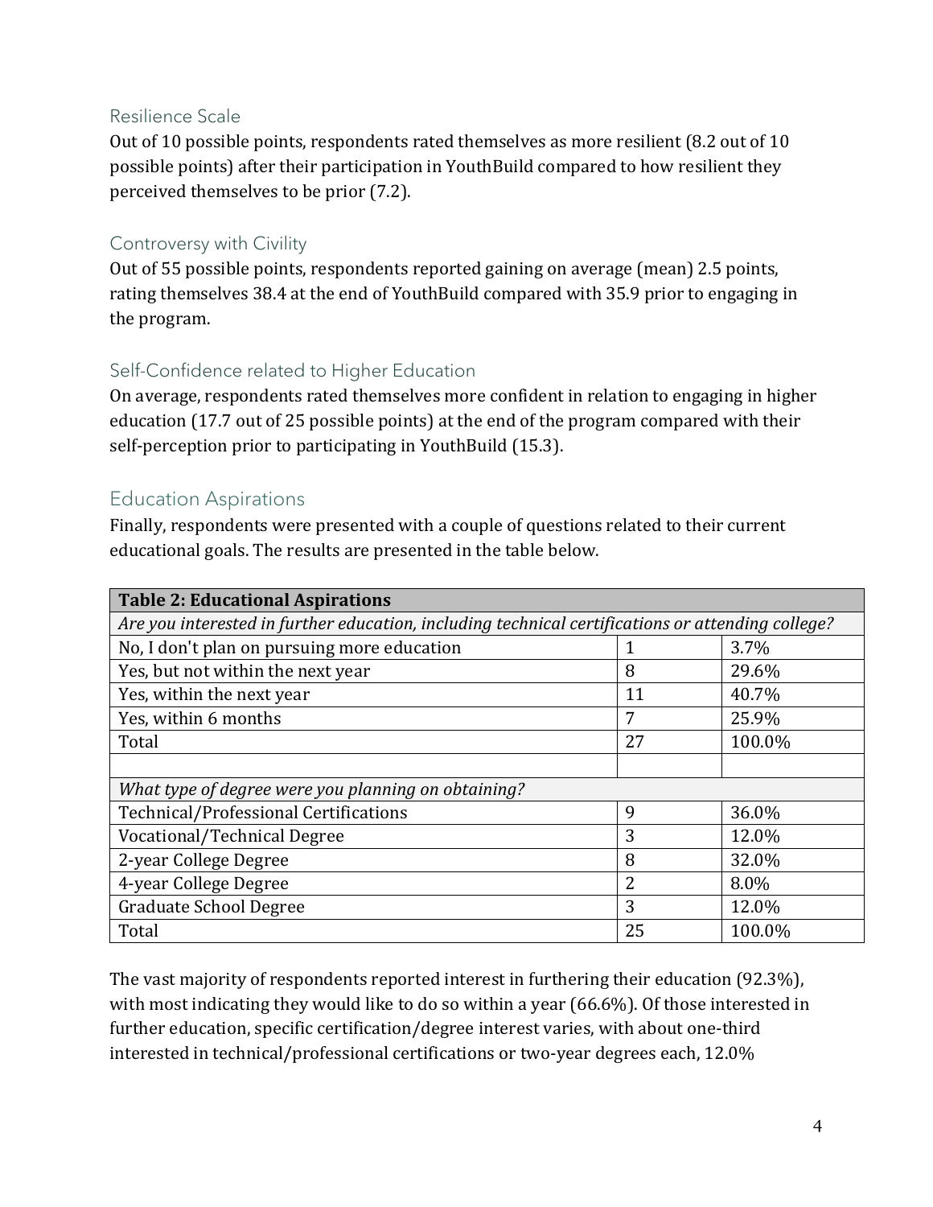### Resilience Scale

Out of 10 possible points, respondents rated themselves as more resilient (8.2 out of 10 possible points) after their participation in YouthBuild compared to how resilient they perceived themselves to be prior (7.2).

### Controversy with Civility

Out of 55 possible points, respondents reported gaining on average (mean) 2.5 points, rating themselves 38.4 at the end of YouthBuild compared with 35.9 prior to engaging in the program.

### Self-Confidence related to Higher Education

On average, respondents rated themselves more confident in relation to engaging in higher education (17.7 out of 25 possible points) at the end of the program compared with their self-perception prior to participating in YouthBuild (15.3).

## Education Aspirations

Finally, respondents were presented with a couple of questions related to their current educational goals. The results are presented in the table below.

| **Table 2: Educational Aspirations** | | |
|---|---|---|
| *Are you interested in further education, including technical certifications or attending college?* | | |
| No, I don't plan on pursuing more education | 1 | 3.7% |
| Yes, but not within the next year | 8 | 29.6% |
| Yes, within the next year | 11 | 40.7% |
| Yes, within 6 months | 7 | 25.9% |
| Total | 27 | 100.0% |
| | | |
| *What type of degree were you planning on obtaining?* | | |
| Technical/Professional Certifications | 9 | 36.0% |
| Vocational/Technical Degree | 3 | 12.0% |
| 2-year College Degree | 8 | 32.0% |
| 4-year College Degree | 2 | 8.0% |
| Graduate School Degree | 3 | 12.0% |
| Total | 25 | 100.0% |

The vast majority of respondents reported interest in furthering their education (92.3%), with most indicating they would like to do so within a year (66.6%). Of those interested in further education, specific certification/degree interest varies, with about one-third interested in technical/professional certifications or two-year degrees each, 12.0%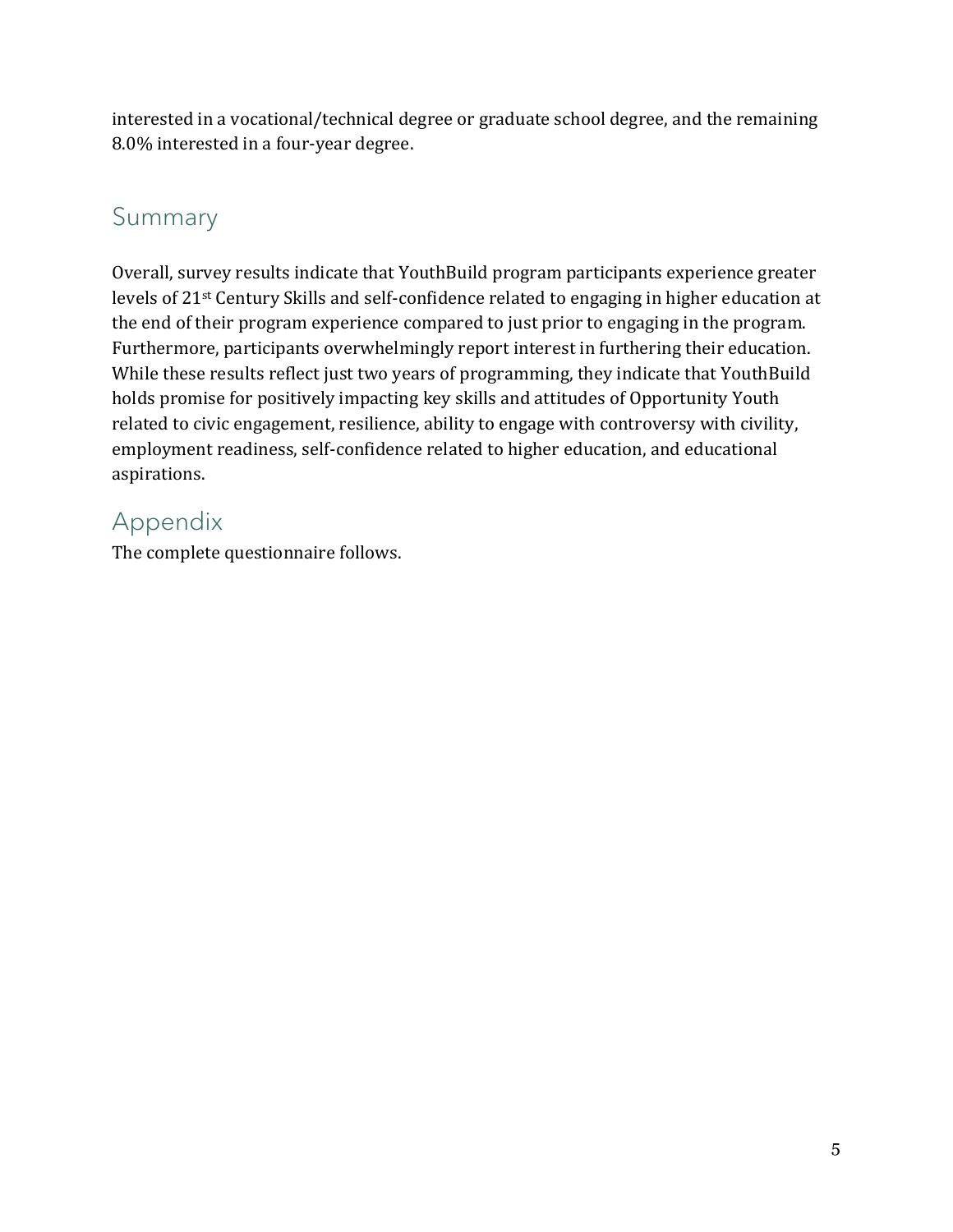interested in a vocational/technical degree or graduate school degree, and the remaining 8.0% interested in a four-year degree.

## Summary

Overall, survey results indicate that YouthBuild program participants experience greater levels of 21st Century Skills and self-confidence related to engaging in higher education at the end of their program experience compared to just prior to engaging in the program. Furthermore, participants overwhelmingly report interest in furthering their education. While these results reflect just two years of programming, they indicate that YouthBuild holds promise for positively impacting key skills and attitudes of Opportunity Youth related to civic engagement, resilience, ability to engage with controversy with civility, employment readiness, self-confidence related to higher education, and educational aspirations.

## Appendix

The complete questionnaire follows.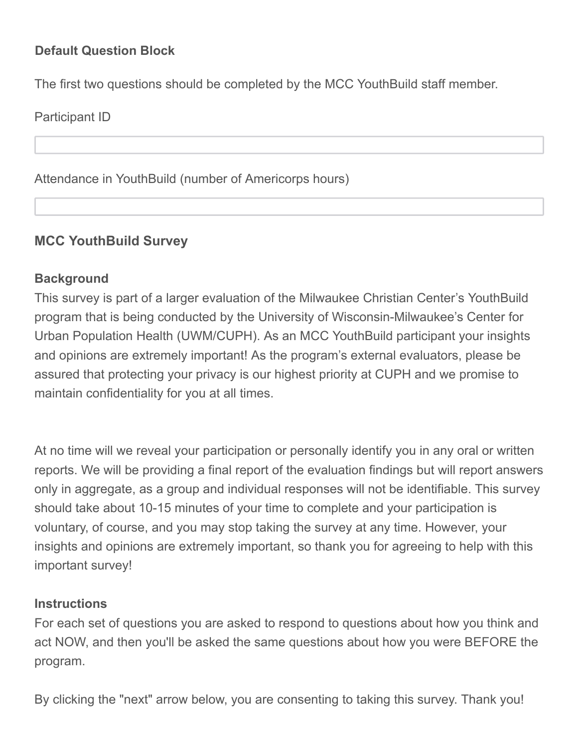**Default Question Block**

The first two questions should be completed by the MCC YouthBuild staff member.

Participant ID

Attendance in YouthBuild (number of Americorps hours)

**MCC YouthBuild Survey**

**Background**
This survey is part of a larger evaluation of the Milwaukee Christian Center's YouthBuild program that is being conducted by the University of Wisconsin-Milwaukee's Center for Urban Population Health (UWM/CUPH). As an MCC YouthBuild participant your insights and opinions are extremely important! As the program's external evaluators, please be assured that protecting your privacy is our highest priority at CUPH and we promise to maintain confidentiality for you at all times.

At no time will we reveal your participation or personally identify you in any oral or written reports. We will be providing a final report of the evaluation findings but will report answers only in aggregate, as a group and individual responses will not be identifiable. This survey should take about 10-15 minutes of your time to complete and your participation is voluntary, of course, and you may stop taking the survey at any time. However, your insights and opinions are extremely important, so thank you for agreeing to help with this important survey!

**Instructions**
For each set of questions you are asked to respond to questions about how you think and act NOW, and then you'll be asked the same questions about how you were BEFORE the program.

By clicking the "next" arrow below, you are consenting to taking this survey. Thank you!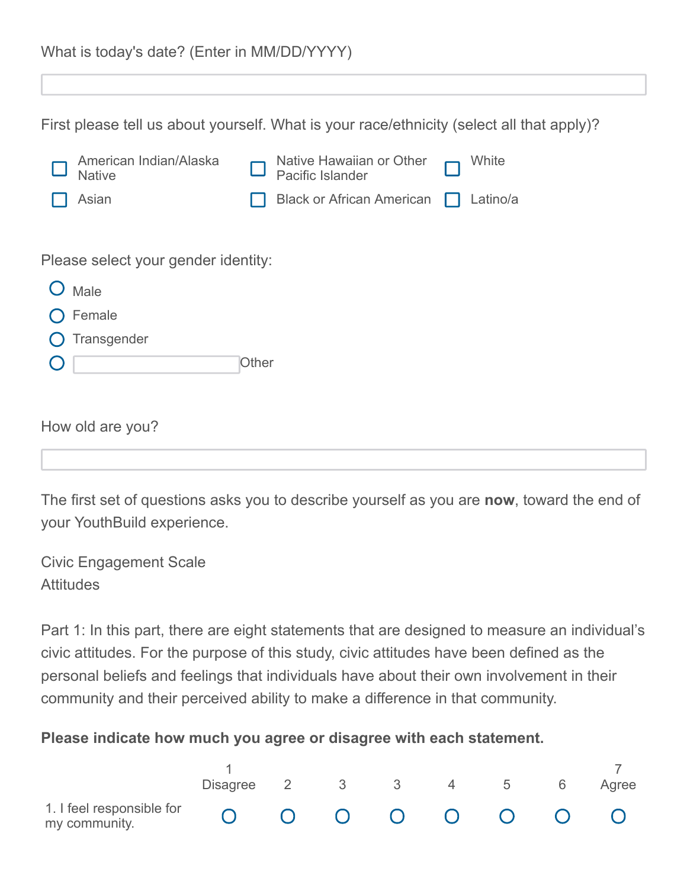What is today's date? (Enter in MM/DD/YYYY)

\_\_\_\_\_\_\_\_\_\_\_\_\_\_\_\_\_\_\_\_\_\_\_\_

First please tell us about yourself. What is your race/ethnicity (select all that apply)?

- ☐ American Indian/Alaska Native
- ☐ Native Hawaiian or Other Pacific Islander
- ☐ White
- ☐ Asian
- ☐ Black or African American
- ☐ Latino/a

Please select your gender identity:

- ○ Male
- ○ Female
- ○ Transgender
- ○ \_\_\_\_\_\_\_\_\_\_ Other

How old are you?

\_\_\_\_\_\_\_\_\_\_\_\_\_\_\_\_\_\_\_\_\_\_\_\_

The first set of questions asks you to describe yourself as you are **now**, toward the end of your YouthBuild experience.

Civic Engagement Scale
Attitudes

Part 1: In this part, there are eight statements that are designed to measure an individual's civic attitudes. For the purpose of this study, civic attitudes have been defined as the personal beliefs and feelings that individuals have about their own involvement in their community and their perceived ability to make a difference in that community.

**Please indicate how much you agree or disagree with each statement.**

| | 1 Disagree | 2 | 3 | 3 | 4 | 5 | 6 | 7 Agree |
|---|---|---|---|---|---|---|---|---|
| 1. I feel responsible for my community. | ○ | ○ | ○ | ○ | ○ | ○ | ○ | ○ |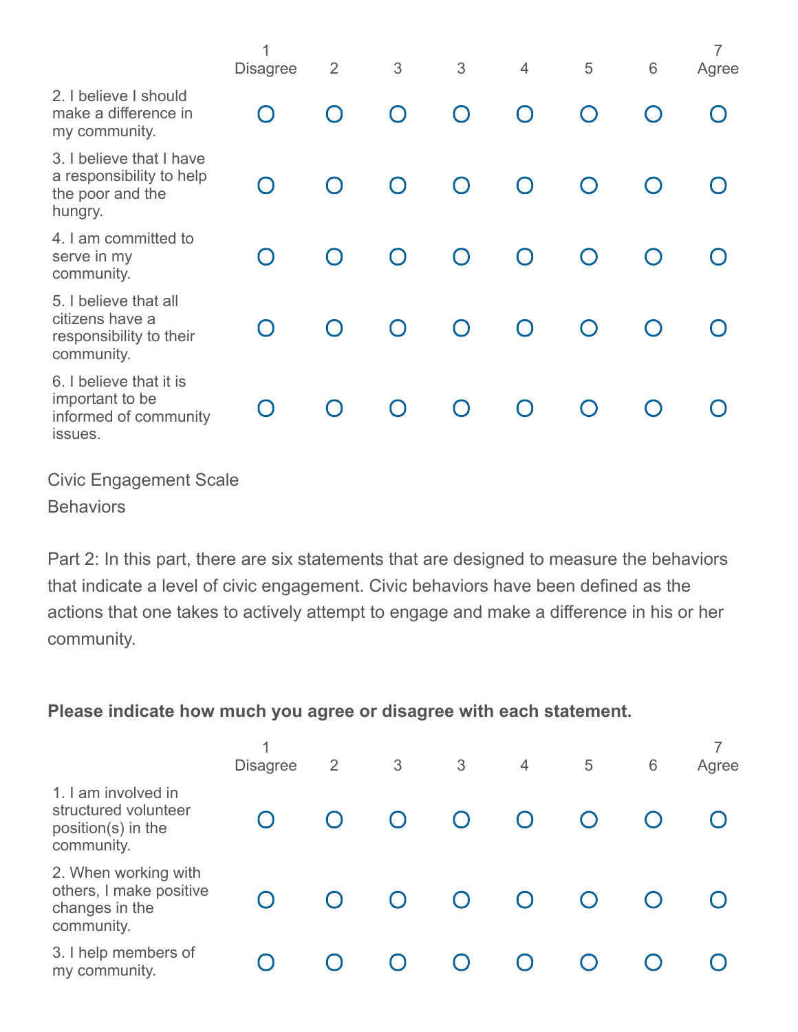| | 1 Disagree | 2 | 3 | 3 | 4 | 5 | 6 | 7 Agree |
|---|---|---|---|---|---|---|---|---|
| 2. I believe I should make a difference in my community. | O | O | O | O | O | O | O | O |
| 3. I believe that I have a responsibility to help the poor and the hungry. | O | O | O | O | O | O | O | O |
| 4. I am committed to serve in my community. | O | O | O | O | O | O | O | O |
| 5. I believe that all citizens have a responsibility to their community. | O | O | O | O | O | O | O | O |
| 6. I believe that it is important to be informed of community issues. | O | O | O | O | O | O | O | O |

Civic Engagement Scale

Behaviors

Part 2: In this part, there are six statements that are designed to measure the behaviors that indicate a level of civic engagement. Civic behaviors have been defined as the actions that one takes to actively attempt to engage and make a difference in his or her community.

**Please indicate how much you agree or disagree with each statement.**

| | 1 Disagree | 2 | 3 | 3 | 4 | 5 | 6 | 7 Agree |
|---|---|---|---|---|---|---|---|---|
| 1. I am involved in structured volunteer position(s) in the community. | O | O | O | O | O | O | O | O |
| 2. When working with others, I make positive changes in the community. | O | O | O | O | O | O | O | O |
| 3. I help members of my community. | O | O | O | O | O | O | O | O |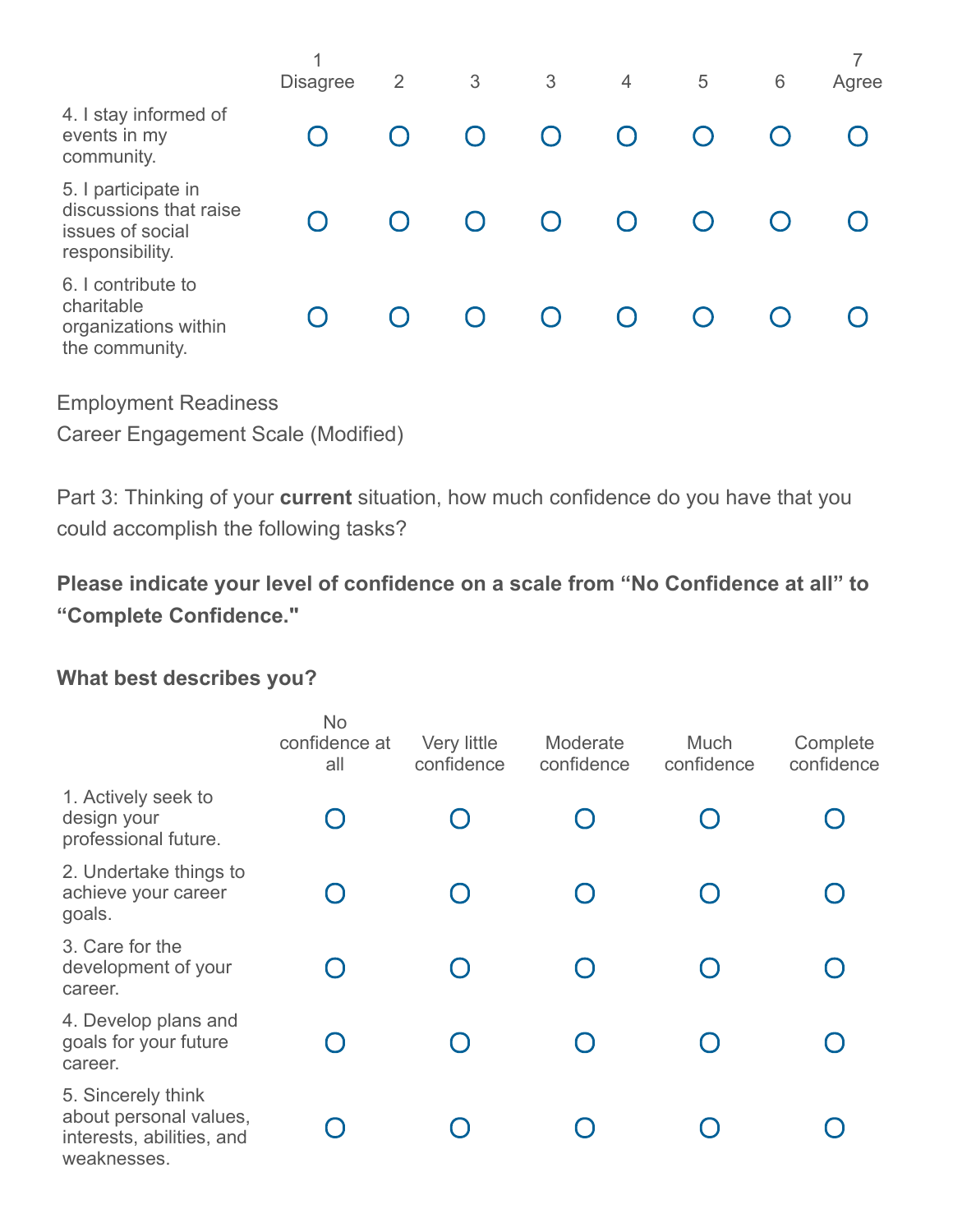| | 1 Disagree | 2 | 3 | 3 | 4 | 5 | 6 | 7 Agree |
|---|---|---|---|---|---|---|---|---|
| 4. I stay informed of events in my community. | ○ | ○ | ○ | ○ | ○ | ○ | ○ | ○ |
| 5. I participate in discussions that raise issues of social responsibility. | ○ | ○ | ○ | ○ | ○ | ○ | ○ | ○ |
| 6. I contribute to charitable organizations within the community. | ○ | ○ | ○ | ○ | ○ | ○ | ○ | ○ |

Employment Readiness

Career Engagement Scale (Modified)

Part 3: Thinking of your **current** situation, how much confidence do you have that you could accomplish the following tasks?

**Please indicate your level of confidence on a scale from "No Confidence at all" to "Complete Confidence."**

**What best describes you?**

| | No confidence at all | Very little confidence | Moderate confidence | Much confidence | Complete confidence |
|---|---|---|---|---|---|
| 1. Actively seek to design your professional future. | ○ | ○ | ○ | ○ | ○ |
| 2. Undertake things to achieve your career goals. | ○ | ○ | ○ | ○ | ○ |
| 3. Care for the development of your career. | ○ | ○ | ○ | ○ | ○ |
| 4. Develop plans and goals for your future career. | ○ | ○ | ○ | ○ | ○ |
| 5. Sincerely think about personal values, interests, abilities, and weaknesses. | ○ | ○ | ○ | ○ | ○ |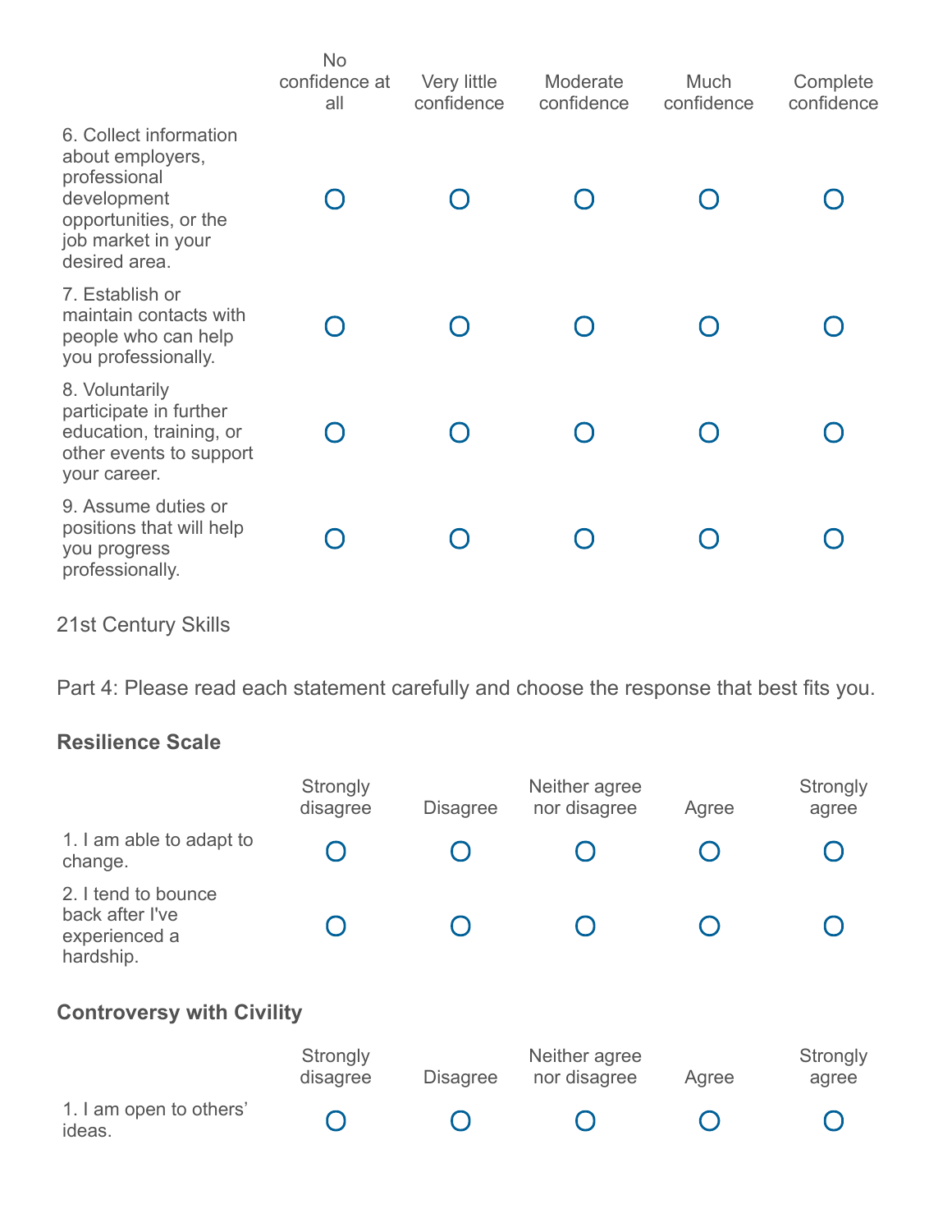| | No confidence at all | Very little confidence | Moderate confidence | Much confidence | Complete confidence |
|---|---|---|---|---|---|
| 6. Collect information about employers, professional development opportunities, or the job market in your desired area. | O | O | O | O | O |
| 7. Establish or maintain contacts with people who can help you professionally. | O | O | O | O | O |
| 8. Voluntarily participate in further education, training, or other events to support your career. | O | O | O | O | O |
| 9. Assume duties or positions that will help you progress professionally. | O | O | O | O | O |

21st Century Skills

Part 4: Please read each statement carefully and choose the response that best fits you.

**Resilience Scale**

| | Strongly disagree | Disagree | Neither agree nor disagree | Agree | Strongly agree |
|---|---|---|---|---|---|
| 1. I am able to adapt to change. | O | O | O | O | O |
| 2. I tend to bounce back after I've experienced a hardship. | O | O | O | O | O |

**Controversy with Civility**

| | Strongly disagree | Disagree | Neither agree nor disagree | Agree | Strongly agree |
|---|---|---|---|---|---|
| 1. I am open to others' ideas. | O | O | O | O | O |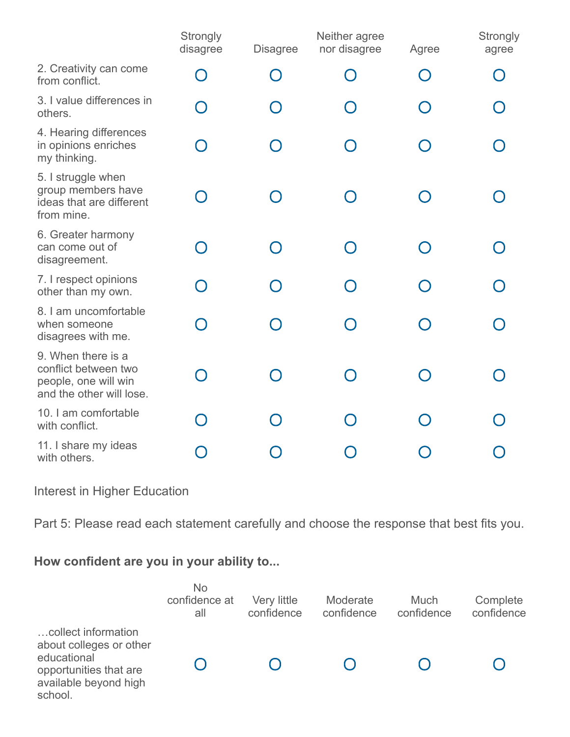| | Strongly disagree | Disagree | Neither agree nor disagree | Agree | Strongly agree |
|---|---|---|---|---|---|
| 2. Creativity can come from conflict. | O | O | O | O | O |
| 3. I value differences in others. | O | O | O | O | O |
| 4. Hearing differences in opinions enriches my thinking. | O | O | O | O | O |
| 5. I struggle when group members have ideas that are different from mine. | O | O | O | O | O |
| 6. Greater harmony can come out of disagreement. | O | O | O | O | O |
| 7. I respect opinions other than my own. | O | O | O | O | O |
| 8. I am uncomfortable when someone disagrees with me. | O | O | O | O | O |
| 9. When there is a conflict between two people, one will win and the other will lose. | O | O | O | O | O |
| 10. I am comfortable with conflict. | O | O | O | O | O |
| 11. I share my ideas with others. | O | O | O | O | O |

Interest in Higher Education

Part 5: Please read each statement carefully and choose the response that best fits you.

**How confident are you in your ability to...**

| | No confidence at all | Very little confidence | Moderate confidence | Much confidence | Complete confidence |
|---|---|---|---|---|---|
| …collect information about colleges or other educational opportunities that are available beyond high school. | O | O | O | O | O |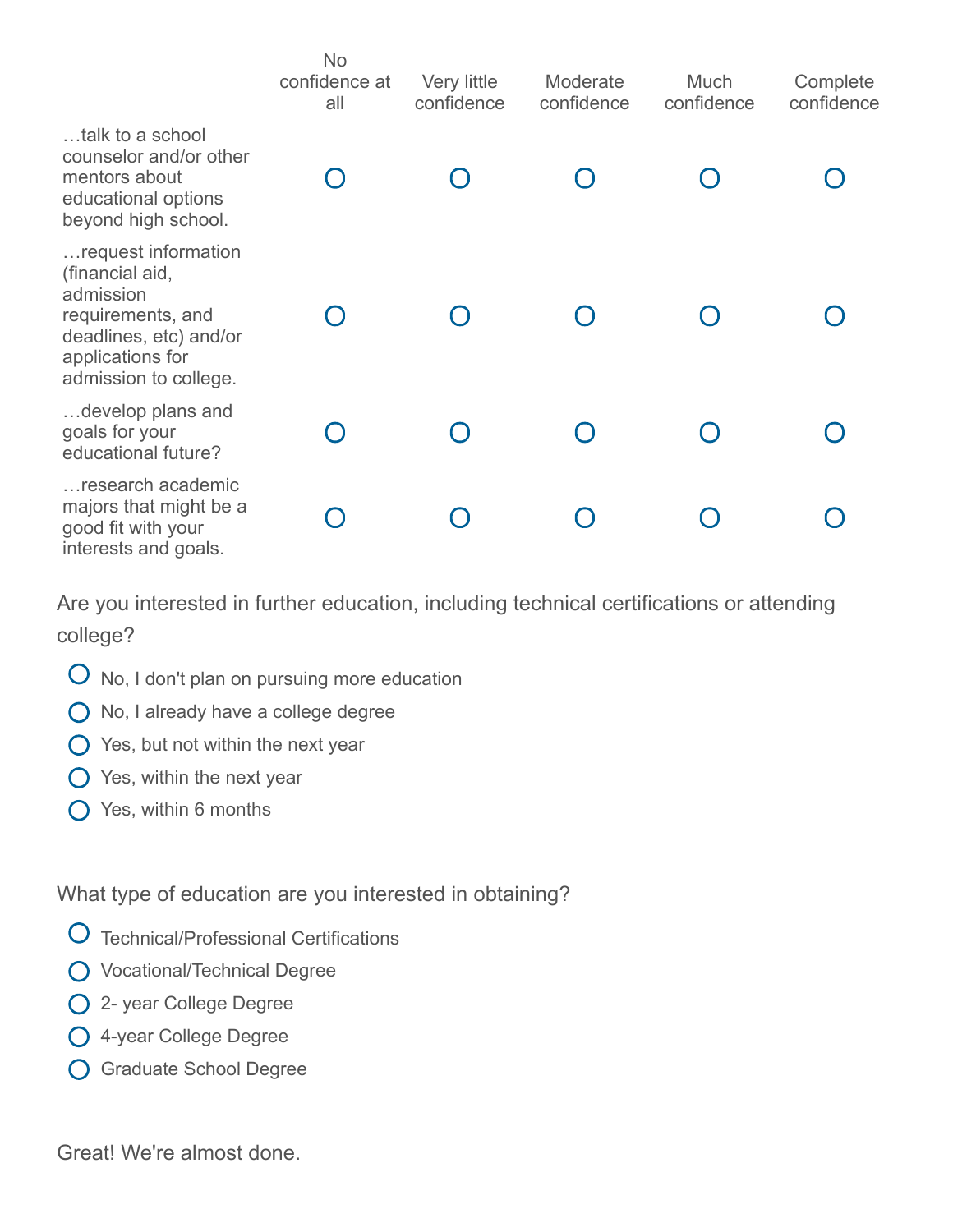| | No confidence at all | Very little confidence | Moderate confidence | Much confidence | Complete confidence |
|---|---|---|---|---|---|
| …talk to a school counselor and/or other mentors about educational options beyond high school. | ○ | ○ | ○ | ○ | ○ |
| …request information (financial aid, admission requirements, and deadlines, etc) and/or applications for admission to college. | ○ | ○ | ○ | ○ | ○ |
| …develop plans and goals for your educational future? | ○ | ○ | ○ | ○ | ○ |
| …research academic majors that might be a good fit with your interests and goals. | ○ | ○ | ○ | ○ | ○ |

Are you interested in further education, including technical certifications or attending college?

- ○ No, I don't plan on pursuing more education
- ○ No, I already have a college degree
- ○ Yes, but not within the next year
- ○ Yes, within the next year
- ○ Yes, within 6 months

What type of education are you interested in obtaining?

- ○ Technical/Professional Certifications
- ○ Vocational/Technical Degree
- ○ 2- year College Degree
- ○ 4-year College Degree
- ○ Graduate School Degree

Great! We're almost done.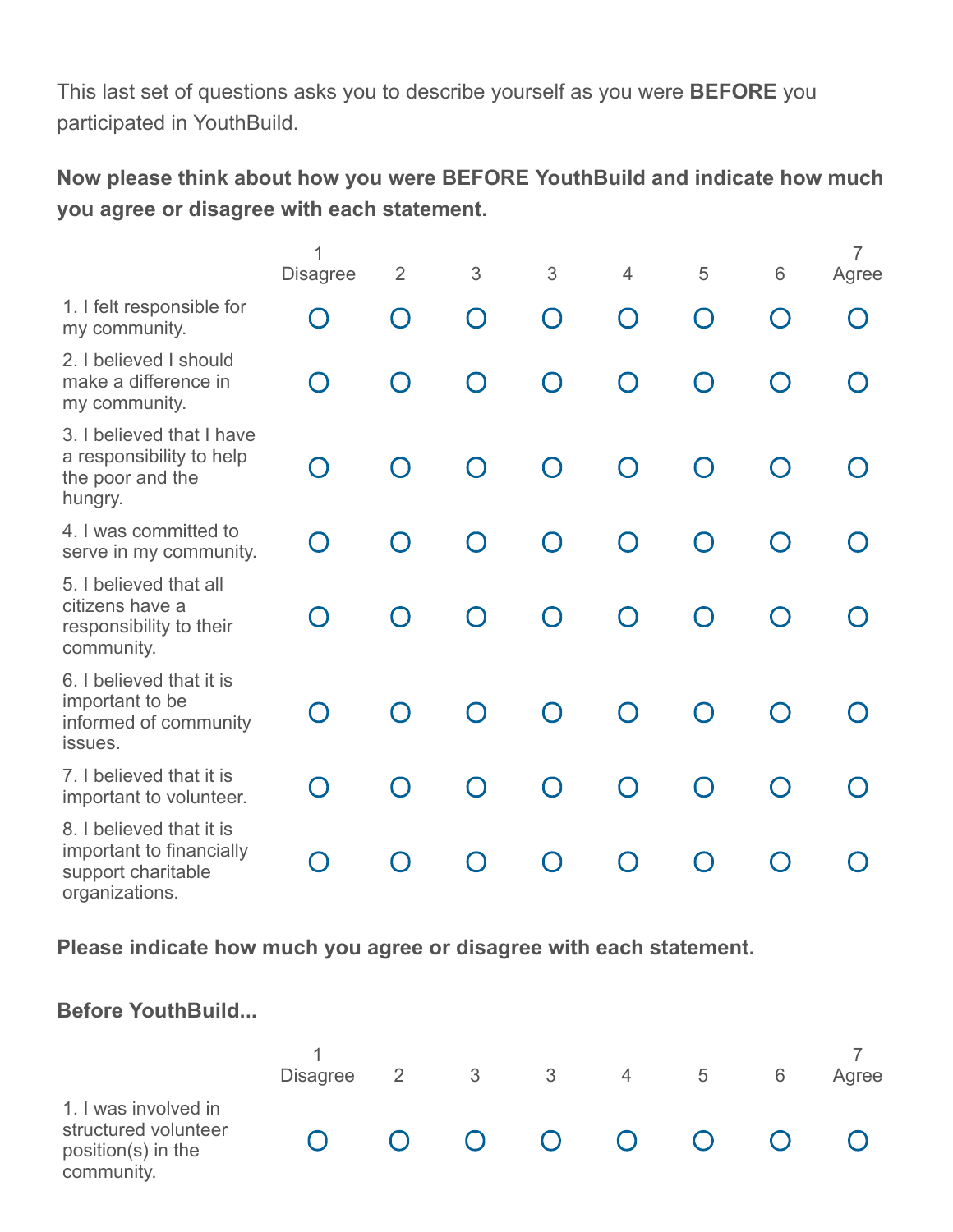This last set of questions asks you to describe yourself as you were **BEFORE** you participated in YouthBuild.

**Now please think about how you were BEFORE YouthBuild and indicate how much you agree or disagree with each statement.**

| | 1 Disagree | 2 | 3 | 3 | 4 | 5 | 6 | 7 Agree |
|---|---|---|---|---|---|---|---|---|
| 1. I felt responsible for my community. | O | O | O | O | O | O | O | O |
| 2. I believed I should make a difference in my community. | O | O | O | O | O | O | O | O |
| 3. I believed that I have a responsibility to help the poor and the hungry. | O | O | O | O | O | O | O | O |
| 4. I was committed to serve in my community. | O | O | O | O | O | O | O | O |
| 5. I believed that all citizens have a responsibility to their community. | O | O | O | O | O | O | O | O |
| 6. I believed that it is important to be informed of community issues. | O | O | O | O | O | O | O | O |
| 7. I believed that it is important to volunteer. | O | O | O | O | O | O | O | O |
| 8. I believed that it is important to financially support charitable organizations. | O | O | O | O | O | O | O | O |

**Please indicate how much you agree or disagree with each statement.**

**Before YouthBuild...**

| | 1 Disagree | 2 | 3 | 3 | 4 | 5 | 6 | 7 Agree |
|---|---|---|---|---|---|---|---|---|
| 1. I was involved in structured volunteer position(s) in the community. | O | O | O | O | O | O | O | O |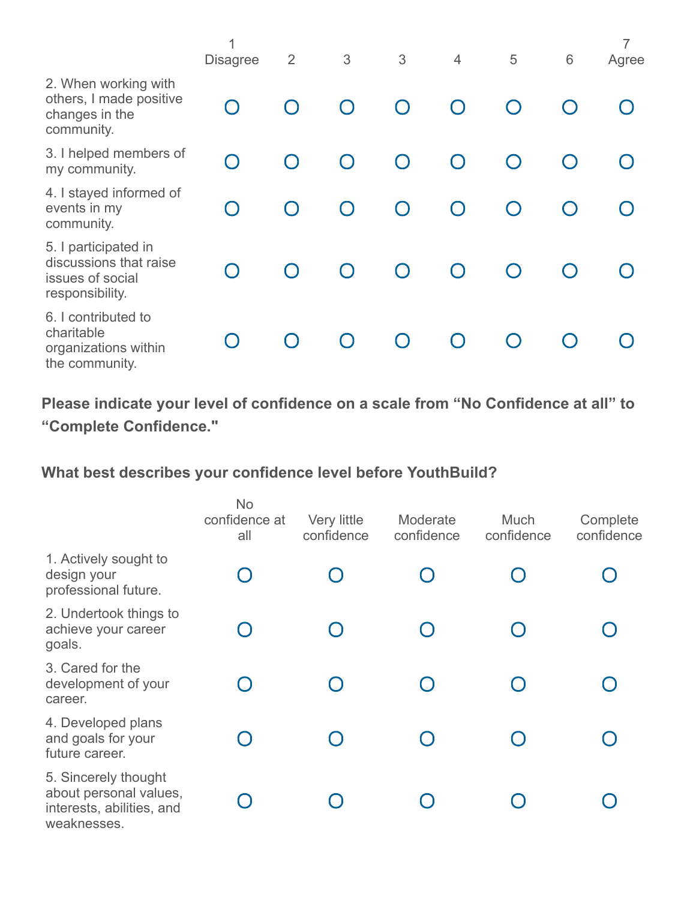| | 1 Disagree | 2 | 3 | 3 | 4 | 5 | 6 | 7 Agree |
|---|---|---|---|---|---|---|---|---|
| 2. When working with others, I made positive changes in the community. | O | O | O | O | O | O | O | O |
| 3. I helped members of my community. | O | O | O | O | O | O | O | O |
| 4. I stayed informed of events in my community. | O | O | O | O | O | O | O | O |
| 5. I participated in discussions that raise issues of social responsibility. | O | O | O | O | O | O | O | O |
| 6. I contributed to charitable organizations within the community. | O | O | O | O | O | O | O | O |

**Please indicate your level of confidence on a scale from “No Confidence at all” to “Complete Confidence."**

**What best describes your confidence level before YouthBuild?**

| | No confidence at all | Very little confidence | Moderate confidence | Much confidence | Complete confidence |
|---|---|---|---|---|---|
| 1. Actively sought to design your professional future. | O | O | O | O | O |
| 2. Undertook things to achieve your career goals. | O | O | O | O | O |
| 3. Cared for the development of your career. | O | O | O | O | O |
| 4. Developed plans and goals for your future career. | O | O | O | O | O |
| 5. Sincerely thought about personal values, interests, abilities, and weaknesses. | O | O | O | O | O |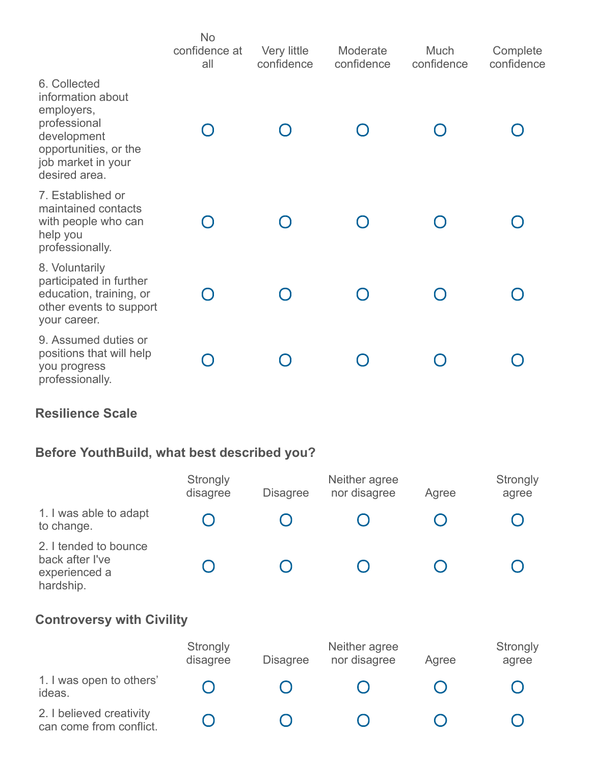| | No confidence at all | Very little confidence | Moderate confidence | Much confidence | Complete confidence |
|---|---|---|---|---|---|
| 6. Collected information about employers, professional development opportunities, or the job market in your desired area. | O | O | O | O | O |
| 7. Established or maintained contacts with people who can help you professionally. | O | O | O | O | O |
| 8. Voluntarily participated in further education, training, or other events to support your career. | O | O | O | O | O |
| 9. Assumed duties or positions that will help you progress professionally. | O | O | O | O | O |

### Resilience Scale

### Before YouthBuild, what best described you?

| | Strongly disagree | Disagree | Neither agree nor disagree | Agree | Strongly agree |
|---|---|---|---|---|---|
| 1. I was able to adapt to change. | O | O | O | O | O |
| 2. I tended to bounce back after I've experienced a hardship. | O | O | O | O | O |

### Controversy with Civility

| | Strongly disagree | Disagree | Neither agree nor disagree | Agree | Strongly agree |
|---|---|---|---|---|---|
| 1. I was open to others' ideas. | O | O | O | O | O |
| 2. I believed creativity can come from conflict. | O | O | O | O | O |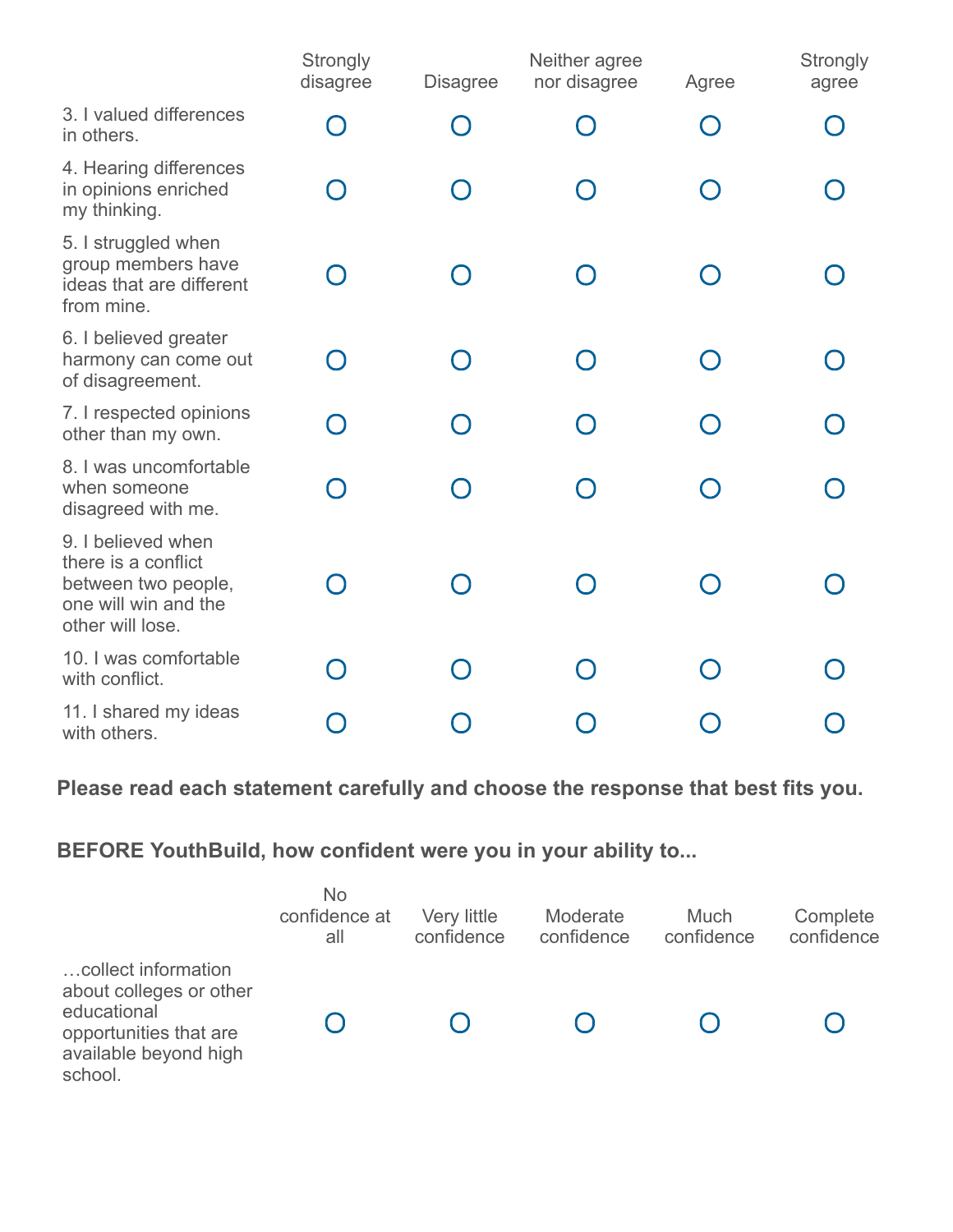| | Strongly disagree | Disagree | Neither agree nor disagree | Agree | Strongly agree |
|---|---|---|---|---|---|
| 3. I valued differences in others. | O | O | O | O | O |
| 4. Hearing differences in opinions enriched my thinking. | O | O | O | O | O |
| 5. I struggled when group members have ideas that are different from mine. | O | O | O | O | O |
| 6. I believed greater harmony can come out of disagreement. | O | O | O | O | O |
| 7. I respected opinions other than my own. | O | O | O | O | O |
| 8. I was uncomfortable when someone disagreed with me. | O | O | O | O | O |
| 9. I believed when there is a conflict between two people, one will win and the other will lose. | O | O | O | O | O |
| 10. I was comfortable with conflict. | O | O | O | O | O |
| 11. I shared my ideas with others. | O | O | O | O | O |

**Please read each statement carefully and choose the response that best fits you.**

**BEFORE YouthBuild, how confident were you in your ability to...**

| | No confidence at all | Very little confidence | Moderate confidence | Much confidence | Complete confidence |
|---|---|---|---|---|---|
| …collect information about colleges or other educational opportunities that are available beyond high school. | O | O | O | O | O |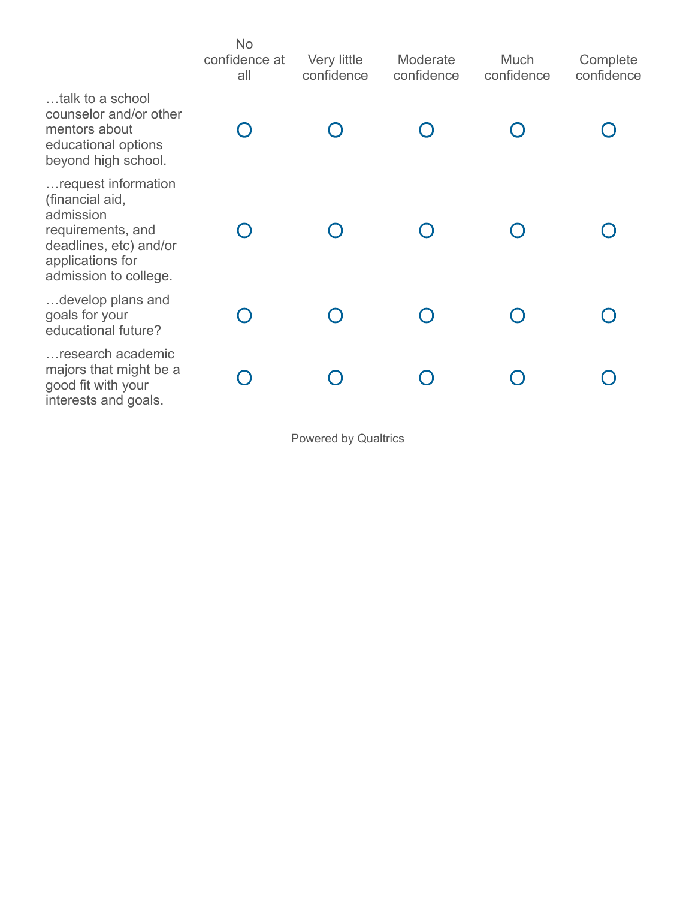| | No confidence at all | Very little confidence | Moderate confidence | Much confidence | Complete confidence |
|---|---|---|---|---|---|
| …talk to a school counselor and/or other mentors about educational options beyond high school. | O | O | O | O | O |
| …request information (financial aid, admission requirements, and deadlines, etc) and/or applications for admission to college. | O | O | O | O | O |
| …develop plans and goals for your educational future? | O | O | O | O | O |
| …research academic majors that might be a good fit with your interests and goals. | O | O | O | O | O |

Powered by Qualtrics